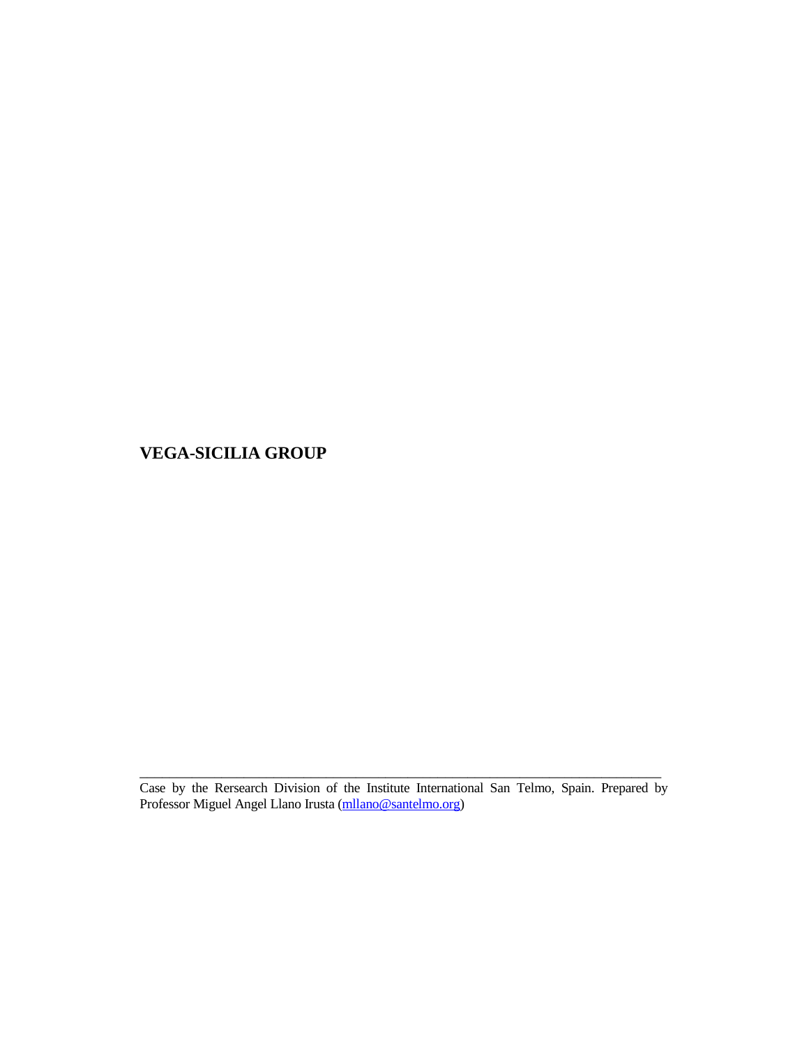# VEGA-SICILIA GROUP

---

Case by the Rersearch Division of the Institute International San Telmo, Spain. Prepared by Professor Miguel Angel Llano Irusta (mllano@santelmo.org)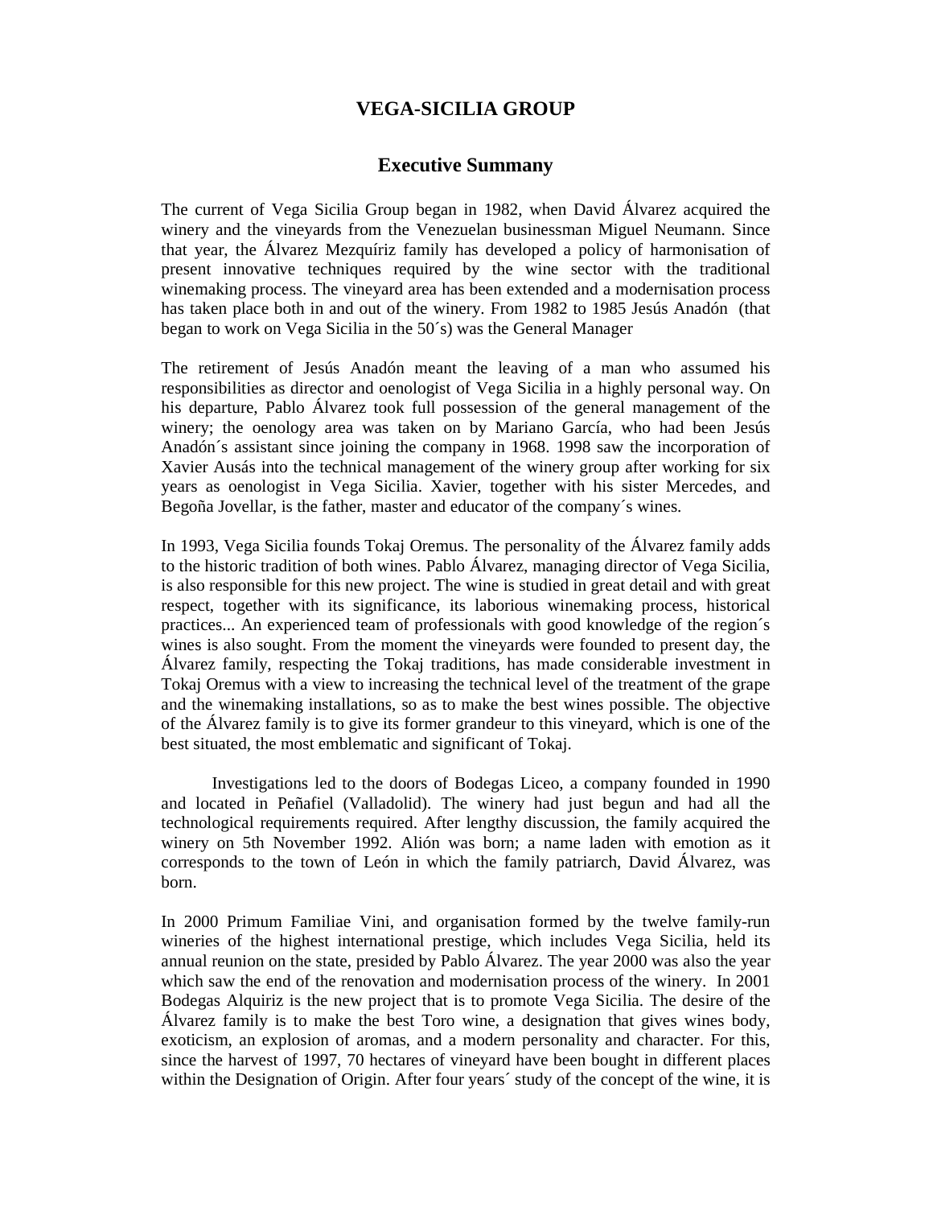# VEGA-SICILIA GROUP

## Executive Summany

The current of Vega Sicilia Group began in 1982, when David Álvarez acquired the winery and the vineyards from the Venezuelan businessman Miguel Neumann. Since that year, the Álvarez Mezquíriz family has developed a policy of harmonisation of present innovative techniques required by the wine sector with the traditional winemaking process. The vineyard area has been extended and a modernisation process has taken place both in and out of the winery. From 1982 to 1985 Jesús Anadón (that began to work on Vega Sicilia in the 50´s) was the General Manager

The retirement of Jesús Anadón meant the leaving of a man who assumed his responsibilities as director and oenologist of Vega Sicilia in a highly personal way. On his departure, Pablo Álvarez took full possession of the general management of the winery; the oenology area was taken on by Mariano García, who had been Jesús Anadón´s assistant since joining the company in 1968. 1998 saw the incorporation of Xavier Ausás into the technical management of the winery group after working for six years as oenologist in Vega Sicilia. Xavier, together with his sister Mercedes, and Begoña Jovellar, is the father, master and educator of the company´s wines.

In 1993, Vega Sicilia founds Tokaj Oremus. The personality of the Álvarez family adds to the historic tradition of both wines. Pablo Álvarez, managing director of Vega Sicilia, is also responsible for this new project. The wine is studied in great detail and with great respect, together with its significance, its laborious winemaking process, historical practices... An experienced team of professionals with good knowledge of the region´s wines is also sought. From the moment the vineyards were founded to present day, the Álvarez family, respecting the Tokaj traditions, has made considerable investment in Tokaj Oremus with a view to increasing the technical level of the treatment of the grape and the winemaking installations, so as to make the best wines possible. The objective of the Álvarez family is to give its former grandeur to this vineyard, which is one of the best situated, the most emblematic and significant of Tokaj.

Investigations led to the doors of Bodegas Liceo, a company founded in 1990 and located in Peñafiel (Valladolid). The winery had just begun and had all the technological requirements required. After lengthy discussion, the family acquired the winery on 5th November 1992. Alión was born; a name laden with emotion as it corresponds to the town of León in which the family patriarch, David Álvarez, was born.

In 2000 Primum Familiae Vini, and organisation formed by the twelve family-run wineries of the highest international prestige, which includes Vega Sicilia, held its annual reunion on the state, presided by Pablo Álvarez. The year 2000 was also the year which saw the end of the renovation and modernisation process of the winery. In 2001 Bodegas Alquiriz is the new project that is to promote Vega Sicilia. The desire of the Álvarez family is to make the best Toro wine, a designation that gives wines body, exoticism, an explosion of aromas, and a modern personality and character. For this, since the harvest of 1997, 70 hectares of vineyard have been bought in different places within the Designation of Origin. After four years´ study of the concept of the wine, it is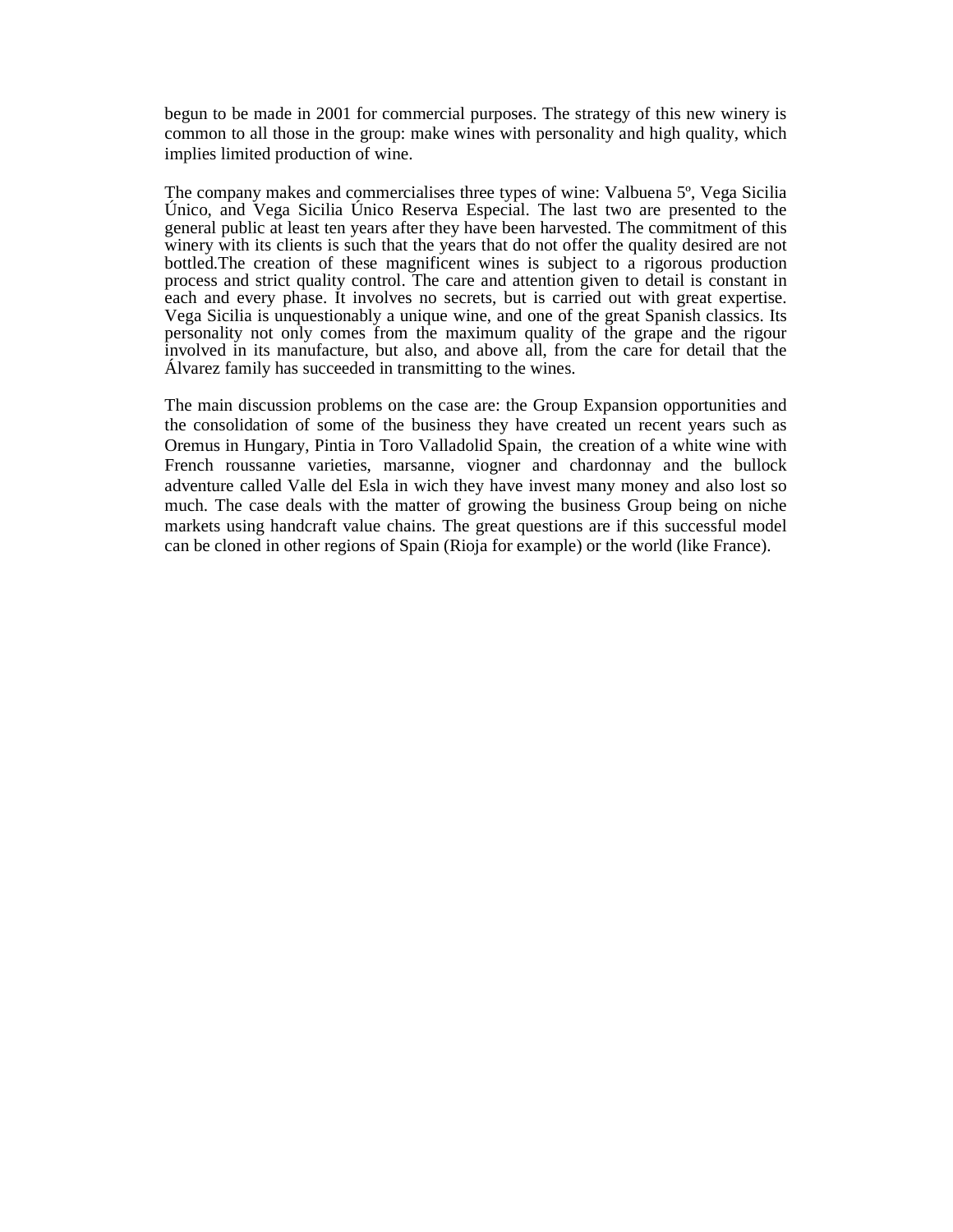begun to be made in 2001 for commercial purposes. The strategy of this new winery is common to all those in the group: make wines with personality and high quality, which implies limited production of wine.

The company makes and commercialises three types of wine: Valbuena 5º, Vega Sicilia Único, and Vega Sicilia Único Reserva Especial. The last two are presented to the general public at least ten years after they have been harvested. The commitment of this winery with its clients is such that the years that do not offer the quality desired are not bottled.The creation of these magnificent wines is subject to a rigorous production process and strict quality control. The care and attention given to detail is constant in each and every phase. It involves no secrets, but is carried out with great expertise. Vega Sicilia is unquestionably a unique wine, and one of the great Spanish classics. Its personality not only comes from the maximum quality of the grape and the rigour involved in its manufacture, but also, and above all, from the care for detail that the Álvarez family has succeeded in transmitting to the wines.

The main discussion problems on the case are: the Group Expansion opportunities and the consolidation of some of the business they have created un recent years such as Oremus in Hungary, Pintia in Toro Valladolid Spain, the creation of a white wine with French roussanne varieties, marsanne, viogner and chardonnay and the bullock adventure called Valle del Esla in wich they have invest many money and also lost so much. The case deals with the matter of growing the business Group being on niche markets using handcraft value chains. The great questions are if this successful model can be cloned in other regions of Spain (Rioja for example) or the world (like France).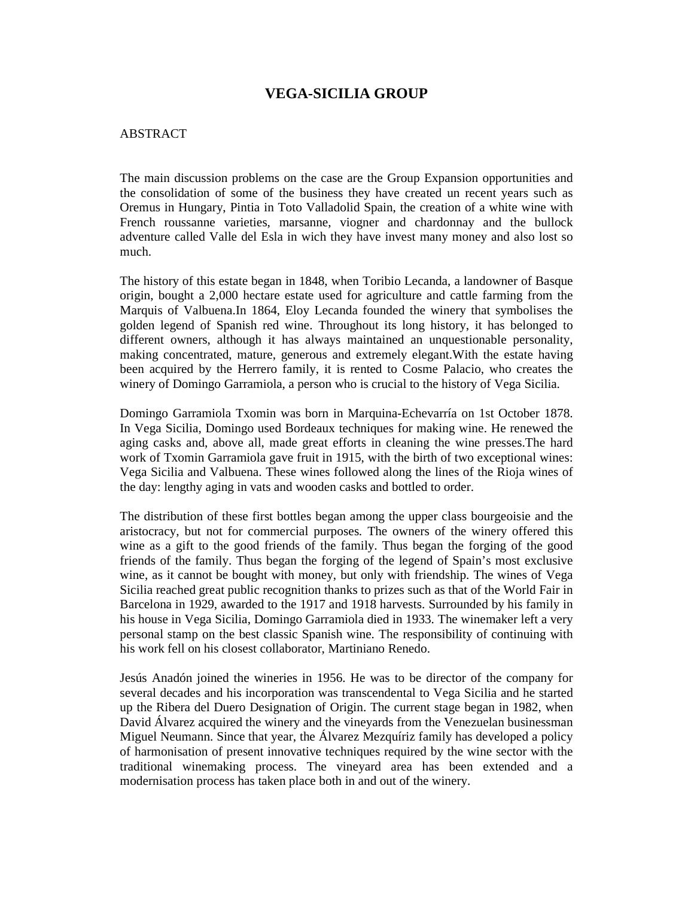# VEGA-SICILIA GROUP

ABSTRACT

The main discussion problems on the case are the Group Expansion opportunities and the consolidation of some of the business they have created un recent years such as Oremus in Hungary, Pintia in Toto Valladolid Spain, the creation of a white wine with French roussanne varieties, marsanne, viogner and chardonnay and the bullock adventure called Valle del Esla in wich they have invest many money and also lost so much.

The history of this estate began in 1848, when Toribio Lecanda, a landowner of Basque origin, bought a 2,000 hectare estate used for agriculture and cattle farming from the Marquis of Valbuena.In 1864, Eloy Lecanda founded the winery that symbolises the golden legend of Spanish red wine. Throughout its long history, it has belonged to different owners, although it has always maintained an unquestionable personality, making concentrated, mature, generous and extremely elegant.With the estate having been acquired by the Herrero family, it is rented to Cosme Palacio, who creates the winery of Domingo Garramiola, a person who is crucial to the history of Vega Sicilia.

Domingo Garramiola Txomin was born in Marquina-Echevarría on 1st October 1878. In Vega Sicilia, Domingo used Bordeaux techniques for making wine. He renewed the aging casks and, above all, made great efforts in cleaning the wine presses.The hard work of Txomin Garramiola gave fruit in 1915, with the birth of two exceptional wines: Vega Sicilia and Valbuena. These wines followed along the lines of the Rioja wines of the day: lengthy aging in vats and wooden casks and bottled to order.

The distribution of these first bottles began among the upper class bourgeoisie and the aristocracy, but not for commercial purposes. The owners of the winery offered this wine as a gift to the good friends of the family. Thus began the forging of the good friends of the family. Thus began the forging of the legend of Spain's most exclusive wine, as it cannot be bought with money, but only with friendship. The wines of Vega Sicilia reached great public recognition thanks to prizes such as that of the World Fair in Barcelona in 1929, awarded to the 1917 and 1918 harvests. Surrounded by his family in his house in Vega Sicilia, Domingo Garramiola died in 1933. The winemaker left a very personal stamp on the best classic Spanish wine. The responsibility of continuing with his work fell on his closest collaborator, Martiniano Renedo.

Jesús Anadón joined the wineries in 1956. He was to be director of the company for several decades and his incorporation was transcendental to Vega Sicilia and he started up the Ribera del Duero Designation of Origin. The current stage began in 1982, when David Álvarez acquired the winery and the vineyards from the Venezuelan businessman Miguel Neumann. Since that year, the Álvarez Mezquíriz family has developed a policy of harmonisation of present innovative techniques required by the wine sector with the traditional winemaking process. The vineyard area has been extended and a modernisation process has taken place both in and out of the winery.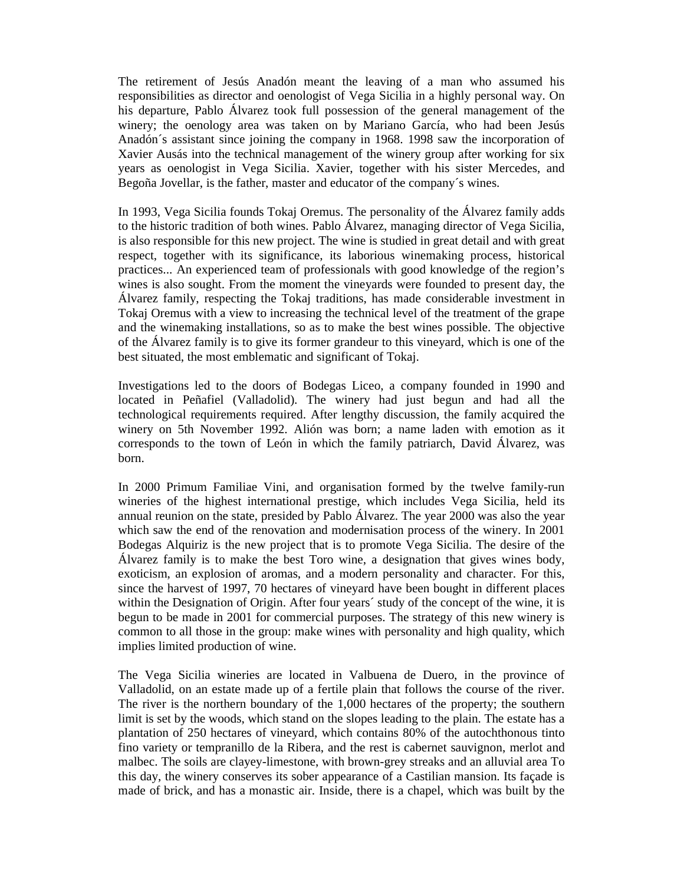The retirement of Jesús Anadón meant the leaving of a man who assumed his responsibilities as director and oenologist of Vega Sicilia in a highly personal way. On his departure, Pablo Álvarez took full possession of the general management of the winery; the oenology area was taken on by Mariano García, who had been Jesús Anadón´s assistant since joining the company in 1968. 1998 saw the incorporation of Xavier Ausás into the technical management of the winery group after working for six years as oenologist in Vega Sicilia. Xavier, together with his sister Mercedes, and Begoña Jovellar, is the father, master and educator of the company´s wines.

In 1993, Vega Sicilia founds Tokaj Oremus. The personality of the Álvarez family adds to the historic tradition of both wines. Pablo Álvarez, managing director of Vega Sicilia, is also responsible for this new project. The wine is studied in great detail and with great respect, together with its significance, its laborious winemaking process, historical practices... An experienced team of professionals with good knowledge of the region's wines is also sought. From the moment the vineyards were founded to present day, the Álvarez family, respecting the Tokaj traditions, has made considerable investment in Tokaj Oremus with a view to increasing the technical level of the treatment of the grape and the winemaking installations, so as to make the best wines possible. The objective of the Álvarez family is to give its former grandeur to this vineyard, which is one of the best situated, the most emblematic and significant of Tokaj.

Investigations led to the doors of Bodegas Liceo, a company founded in 1990 and located in Peñafiel (Valladolid). The winery had just begun and had all the technological requirements required. After lengthy discussion, the family acquired the winery on 5th November 1992. Alión was born; a name laden with emotion as it corresponds to the town of León in which the family patriarch, David Álvarez, was born.

In 2000 Primum Familiae Vini, and organisation formed by the twelve family-run wineries of the highest international prestige, which includes Vega Sicilia, held its annual reunion on the state, presided by Pablo Álvarez. The year 2000 was also the year which saw the end of the renovation and modernisation process of the winery. In 2001 Bodegas Alquiriz is the new project that is to promote Vega Sicilia. The desire of the Álvarez family is to make the best Toro wine, a designation that gives wines body, exoticism, an explosion of aromas, and a modern personality and character. For this, since the harvest of 1997, 70 hectares of vineyard have been bought in different places within the Designation of Origin. After four years´ study of the concept of the wine, it is begun to be made in 2001 for commercial purposes. The strategy of this new winery is common to all those in the group: make wines with personality and high quality, which implies limited production of wine.

The Vega Sicilia wineries are located in Valbuena de Duero, in the province of Valladolid, on an estate made up of a fertile plain that follows the course of the river. The river is the northern boundary of the 1,000 hectares of the property; the southern limit is set by the woods, which stand on the slopes leading to the plain. The estate has a plantation of 250 hectares of vineyard, which contains 80% of the autochthonous tinto fino variety or tempranillo de la Ribera, and the rest is cabernet sauvignon, merlot and malbec. The soils are clayey-limestone, with brown-grey streaks and an alluvial area To this day, the winery conserves its sober appearance of a Castilian mansion. Its façade is made of brick, and has a monastic air. Inside, there is a chapel, which was built by the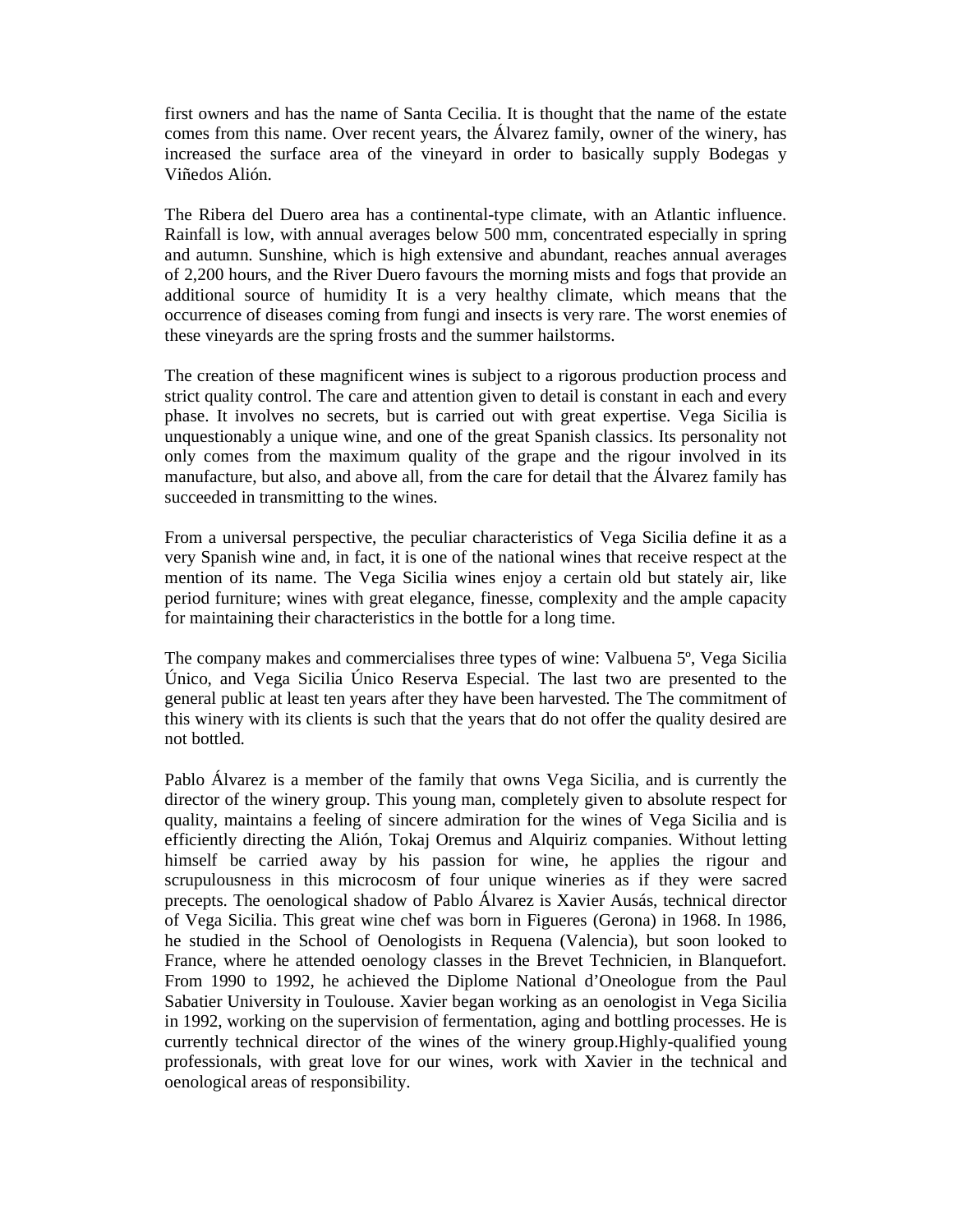first owners and has the name of Santa Cecilia. It is thought that the name of the estate comes from this name. Over recent years, the Álvarez family, owner of the winery, has increased the surface area of the vineyard in order to basically supply Bodegas y Viñedos Alión.

The Ribera del Duero area has a continental-type climate, with an Atlantic influence. Rainfall is low, with annual averages below 500 mm, concentrated especially in spring and autumn. Sunshine, which is high extensive and abundant, reaches annual averages of 2,200 hours, and the River Duero favours the morning mists and fogs that provide an additional source of humidity It is a very healthy climate, which means that the occurrence of diseases coming from fungi and insects is very rare. The worst enemies of these vineyards are the spring frosts and the summer hailstorms.

The creation of these magnificent wines is subject to a rigorous production process and strict quality control. The care and attention given to detail is constant in each and every phase. It involves no secrets, but is carried out with great expertise. Vega Sicilia is unquestionably a unique wine, and one of the great Spanish classics. Its personality not only comes from the maximum quality of the grape and the rigour involved in its manufacture, but also, and above all, from the care for detail that the Álvarez family has succeeded in transmitting to the wines.

From a universal perspective, the peculiar characteristics of Vega Sicilia define it as a very Spanish wine and, in fact, it is one of the national wines that receive respect at the mention of its name. The Vega Sicilia wines enjoy a certain old but stately air, like period furniture; wines with great elegance, finesse, complexity and the ample capacity for maintaining their characteristics in the bottle for a long time.

The company makes and commercialises three types of wine: Valbuena 5º, Vega Sicilia Único, and Vega Sicilia Único Reserva Especial. The last two are presented to the general public at least ten years after they have been harvested. The The commitment of this winery with its clients is such that the years that do not offer the quality desired are not bottled.

Pablo Álvarez is a member of the family that owns Vega Sicilia, and is currently the director of the winery group. This young man, completely given to absolute respect for quality, maintains a feeling of sincere admiration for the wines of Vega Sicilia and is efficiently directing the Alión, Tokaj Oremus and Alquiriz companies. Without letting himself be carried away by his passion for wine, he applies the rigour and scrupulousness in this microcosm of four unique wineries as if they were sacred precepts. The oenological shadow of Pablo Álvarez is Xavier Ausás, technical director of Vega Sicilia. This great wine chef was born in Figueres (Gerona) in 1968. In 1986, he studied in the School of Oenologists in Requena (Valencia), but soon looked to France, where he attended oenology classes in the Brevet Technicien, in Blanquefort. From 1990 to 1992, he achieved the Diplome National d'Oneologue from the Paul Sabatier University in Toulouse. Xavier began working as an oenologist in Vega Sicilia in 1992, working on the supervision of fermentation, aging and bottling processes. He is currently technical director of the wines of the winery group.Highly-qualified young professionals, with great love for our wines, work with Xavier in the technical and oenological areas of responsibility.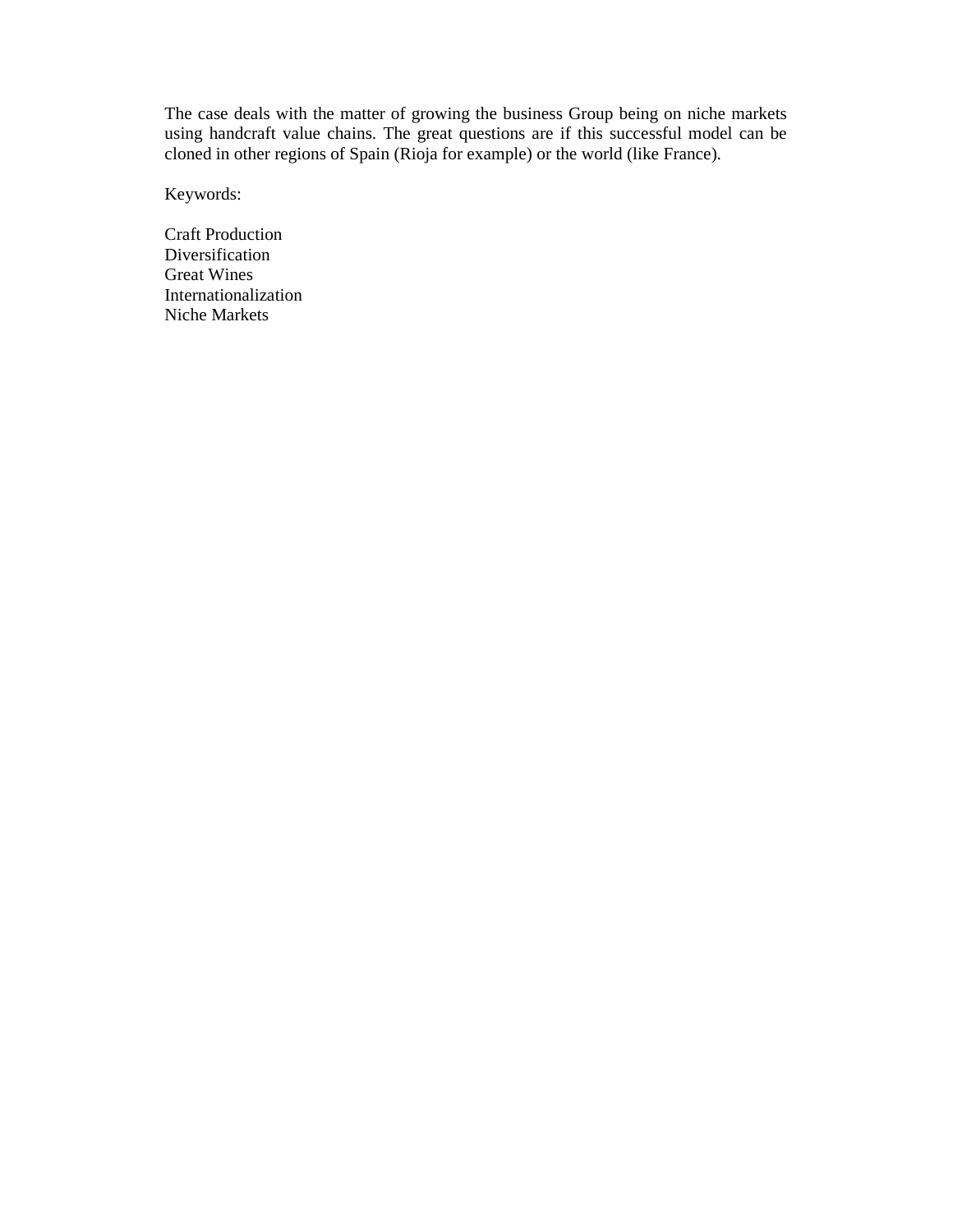The case deals with the matter of growing the business Group being on niche markets using handcraft value chains. The great questions are if this successful model can be cloned in other regions of Spain (Rioja for example) or the world (like France).

Keywords:

Craft Production
Diversification
Great Wines
Internationalization
Niche Markets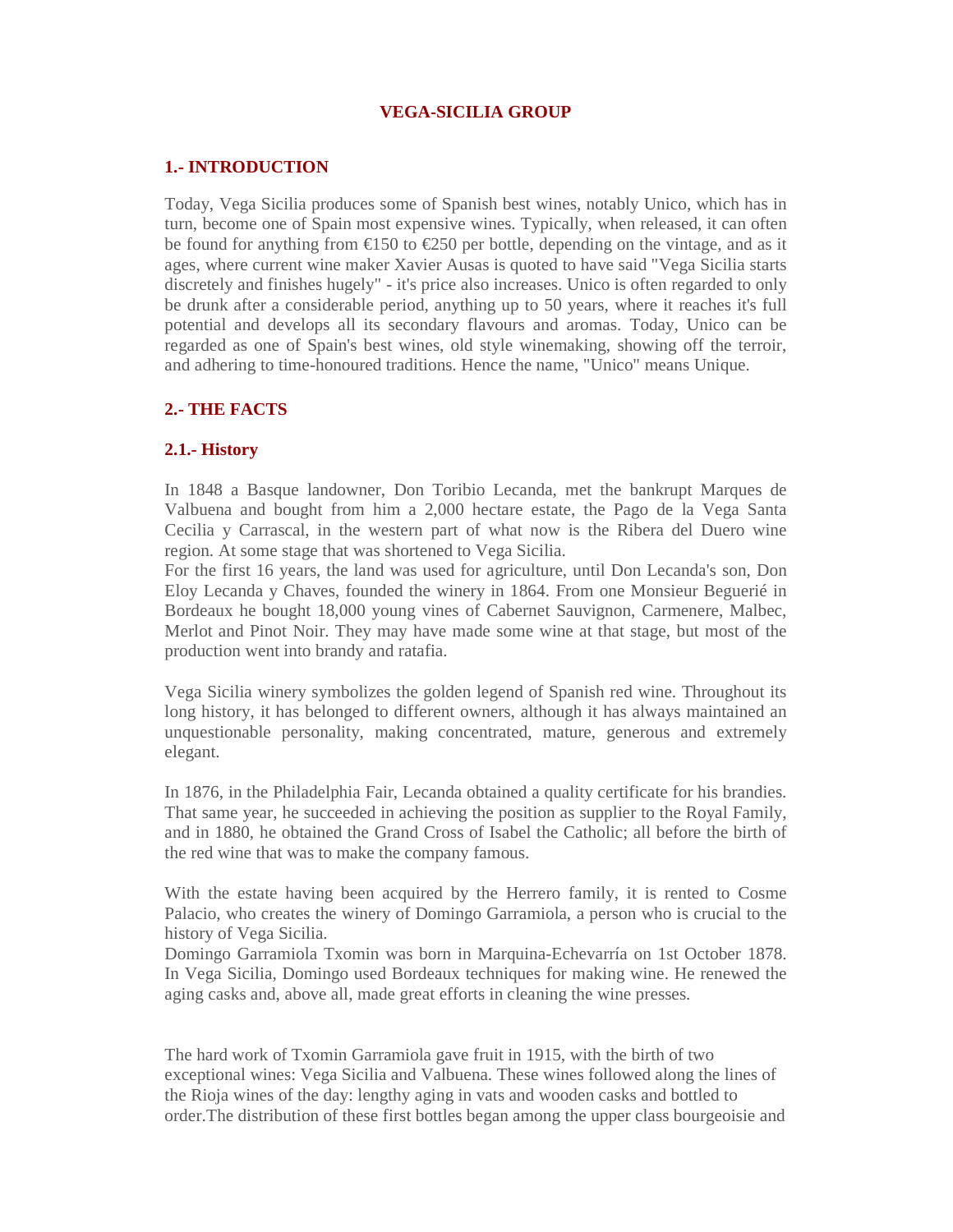# VEGA-SICILIA GROUP

## 1.- INTRODUCTION

Today, Vega Sicilia produces some of Spanish best wines, notably Unico, which has in turn, become one of Spain most expensive wines. Typically, when released, it can often be found for anything from €150 to €250 per bottle, depending on the vintage, and as it ages, where current wine maker Xavier Ausas is quoted to have said "Vega Sicilia starts discretely and finishes hugely" - it's price also increases. Unico is often regarded to only be drunk after a considerable period, anything up to 50 years, where it reaches it's full potential and develops all its secondary flavours and aromas. Today, Unico can be regarded as one of Spain's best wines, old style winemaking, showing off the terroir, and adhering to time-honoured traditions. Hence the name, "Unico" means Unique.

## 2.- THE FACTS

### 2.1.- History

In 1848 a Basque landowner, Don Toribio Lecanda, met the bankrupt Marques de Valbuena and bought from him a 2,000 hectare estate, the Pago de la Vega Santa Cecilia y Carrascal, in the western part of what now is the Ribera del Duero wine region. At some stage that was shortened to Vega Sicilia.
For the first 16 years, the land was used for agriculture, until Don Lecanda's son, Don Eloy Lecanda y Chaves, founded the winery in 1864. From one Monsieur Beguerié in Bordeaux he bought 18,000 young vines of Cabernet Sauvignon, Carmenere, Malbec, Merlot and Pinot Noir. They may have made some wine at that stage, but most of the production went into brandy and ratafia.

Vega Sicilia winery symbolizes the golden legend of Spanish red wine. Throughout its long history, it has belonged to different owners, although it has always maintained an unquestionable personality, making concentrated, mature, generous and extremely elegant.

In 1876, in the Philadelphia Fair, Lecanda obtained a quality certificate for his brandies. That same year, he succeeded in achieving the position as supplier to the Royal Family, and in 1880, he obtained the Grand Cross of Isabel the Catholic; all before the birth of the red wine that was to make the company famous.

With the estate having been acquired by the Herrero family, it is rented to Cosme Palacio, who creates the winery of Domingo Garramiola, a person who is crucial to the history of Vega Sicilia.
Domingo Garramiola Txomin was born in Marquina-Echevarría on 1st October 1878. In Vega Sicilia, Domingo used Bordeaux techniques for making wine. He renewed the aging casks and, above all, made great efforts in cleaning the wine presses.

The hard work of Txomin Garramiola gave fruit in 1915, with the birth of two exceptional wines: Vega Sicilia and Valbuena. These wines followed along the lines of the Rioja wines of the day: lengthy aging in vats and wooden casks and bottled to order.The distribution of these first bottles began among the upper class bourgeoisie and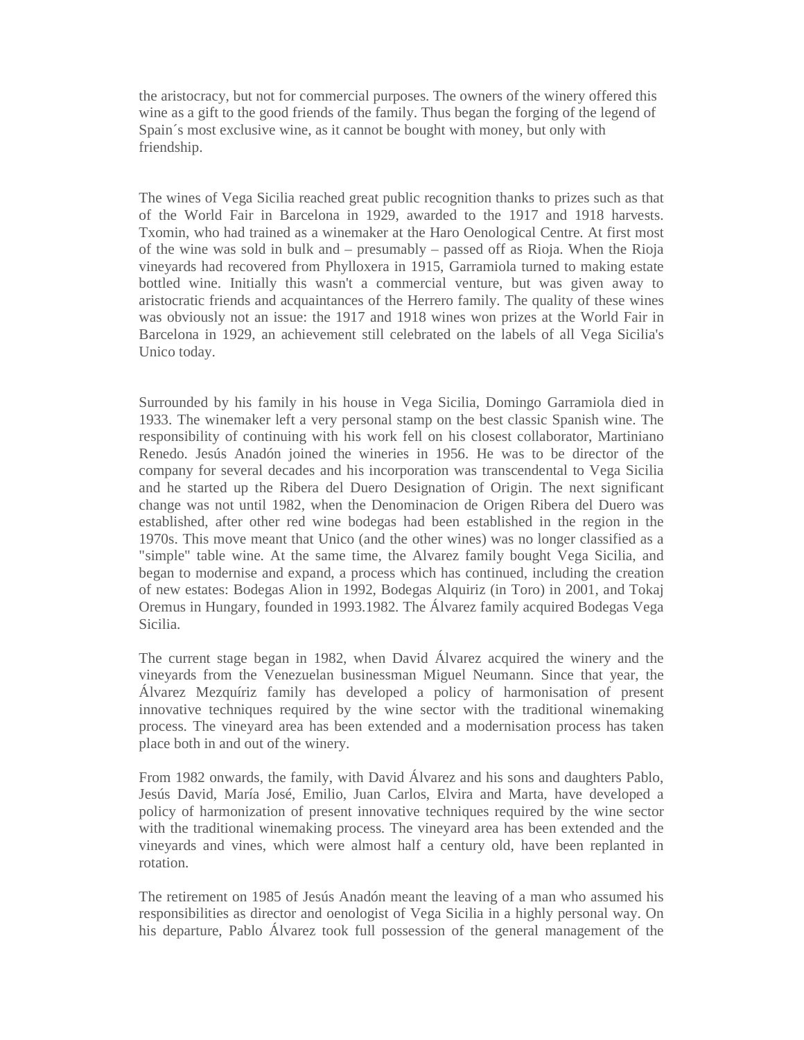the aristocracy, but not for commercial purposes. The owners of the winery offered this wine as a gift to the good friends of the family. Thus began the forging of the legend of Spain´s most exclusive wine, as it cannot be bought with money, but only with friendship.

The wines of Vega Sicilia reached great public recognition thanks to prizes such as that of the World Fair in Barcelona in 1929, awarded to the 1917 and 1918 harvests. Txomin, who had trained as a winemaker at the Haro Oenological Centre. At first most of the wine was sold in bulk and – presumably – passed off as Rioja. When the Rioja vineyards had recovered from Phylloxera in 1915, Garramiola turned to making estate bottled wine. Initially this wasn't a commercial venture, but was given away to aristocratic friends and acquaintances of the Herrero family. The quality of these wines was obviously not an issue: the 1917 and 1918 wines won prizes at the World Fair in Barcelona in 1929, an achievement still celebrated on the labels of all Vega Sicilia's Unico today.

Surrounded by his family in his house in Vega Sicilia, Domingo Garramiola died in 1933. The winemaker left a very personal stamp on the best classic Spanish wine. The responsibility of continuing with his work fell on his closest collaborator, Martiniano Renedo. Jesús Anadón joined the wineries in 1956. He was to be director of the company for several decades and his incorporation was transcendental to Vega Sicilia and he started up the Ribera del Duero Designation of Origin. The next significant change was not until 1982, when the Denominacion de Origen Ribera del Duero was established, after other red wine bodegas had been established in the region in the 1970s. This move meant that Unico (and the other wines) was no longer classified as a "simple" table wine. At the same time, the Alvarez family bought Vega Sicilia, and began to modernise and expand, a process which has continued, including the creation of new estates: Bodegas Alion in 1992, Bodegas Alquiriz (in Toro) in 2001, and Tokaj Oremus in Hungary, founded in 1993.1982. The Álvarez family acquired Bodegas Vega Sicilia.

The current stage began in 1982, when David Álvarez acquired the winery and the vineyards from the Venezuelan businessman Miguel Neumann. Since that year, the Álvarez Mezquíriz family has developed a policy of harmonisation of present innovative techniques required by the wine sector with the traditional winemaking process. The vineyard area has been extended and a modernisation process has taken place both in and out of the winery.

From 1982 onwards, the family, with David Álvarez and his sons and daughters Pablo, Jesús David, María José, Emilio, Juan Carlos, Elvira and Marta, have developed a policy of harmonization of present innovative techniques required by the wine sector with the traditional winemaking process. The vineyard area has been extended and the vineyards and vines, which were almost half a century old, have been replanted in rotation.

The retirement on 1985 of Jesús Anadón meant the leaving of a man who assumed his responsibilities as director and oenologist of Vega Sicilia in a highly personal way. On his departure, Pablo Álvarez took full possession of the general management of the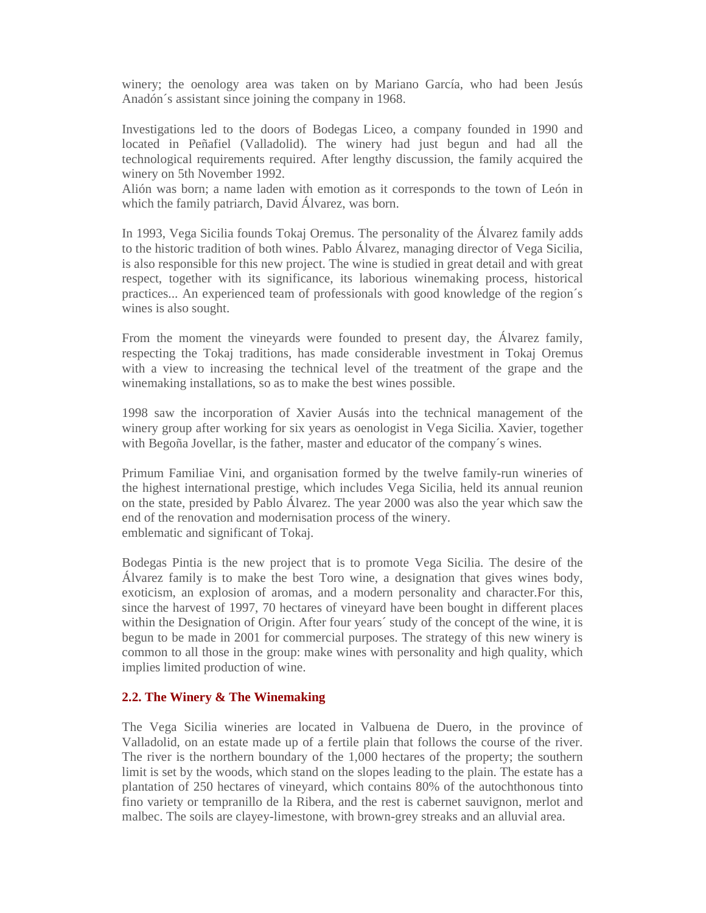winery; the oenology area was taken on by Mariano García, who had been Jesús Anadón´s assistant since joining the company in 1968.

Investigations led to the doors of Bodegas Liceo, a company founded in 1990 and located in Peñafiel (Valladolid). The winery had just begun and had all the technological requirements required. After lengthy discussion, the family acquired the winery on 5th November 1992.
Alión was born; a name laden with emotion as it corresponds to the town of León in which the family patriarch, David Álvarez, was born.

In 1993, Vega Sicilia founds Tokaj Oremus. The personality of the Álvarez family adds to the historic tradition of both wines. Pablo Álvarez, managing director of Vega Sicilia, is also responsible for this new project. The wine is studied in great detail and with great respect, together with its significance, its laborious winemaking process, historical practices... An experienced team of professionals with good knowledge of the region´s wines is also sought.

From the moment the vineyards were founded to present day, the Álvarez family, respecting the Tokaj traditions, has made considerable investment in Tokaj Oremus with a view to increasing the technical level of the treatment of the grape and the winemaking installations, so as to make the best wines possible.

1998 saw the incorporation of Xavier Ausás into the technical management of the winery group after working for six years as oenologist in Vega Sicilia. Xavier, together with Begoña Jovellar, is the father, master and educator of the company´s wines.

Primum Familiae Vini, and organisation formed by the twelve family-run wineries of the highest international prestige, which includes Vega Sicilia, held its annual reunion on the state, presided by Pablo Álvarez. The year 2000 was also the year which saw the end of the renovation and modernisation process of the winery.
emblematic and significant of Tokaj.

Bodegas Pintia is the new project that is to promote Vega Sicilia. The desire of the Álvarez family is to make the best Toro wine, a designation that gives wines body, exoticism, an explosion of aromas, and a modern personality and character.For this, since the harvest of 1997, 70 hectares of vineyard have been bought in different places within the Designation of Origin. After four years´ study of the concept of the wine, it is begun to be made in 2001 for commercial purposes. The strategy of this new winery is common to all those in the group: make wines with personality and high quality, which implies limited production of wine.

### 2.2. The Winery & The Winemaking

The Vega Sicilia wineries are located in Valbuena de Duero, in the province of Valladolid, on an estate made up of a fertile plain that follows the course of the river. The river is the northern boundary of the 1,000 hectares of the property; the southern limit is set by the woods, which stand on the slopes leading to the plain. The estate has a plantation of 250 hectares of vineyard, which contains 80% of the autochthonous tinto fino variety or tempranillo de la Ribera, and the rest is cabernet sauvignon, merlot and malbec. The soils are clayey-limestone, with brown-grey streaks and an alluvial area.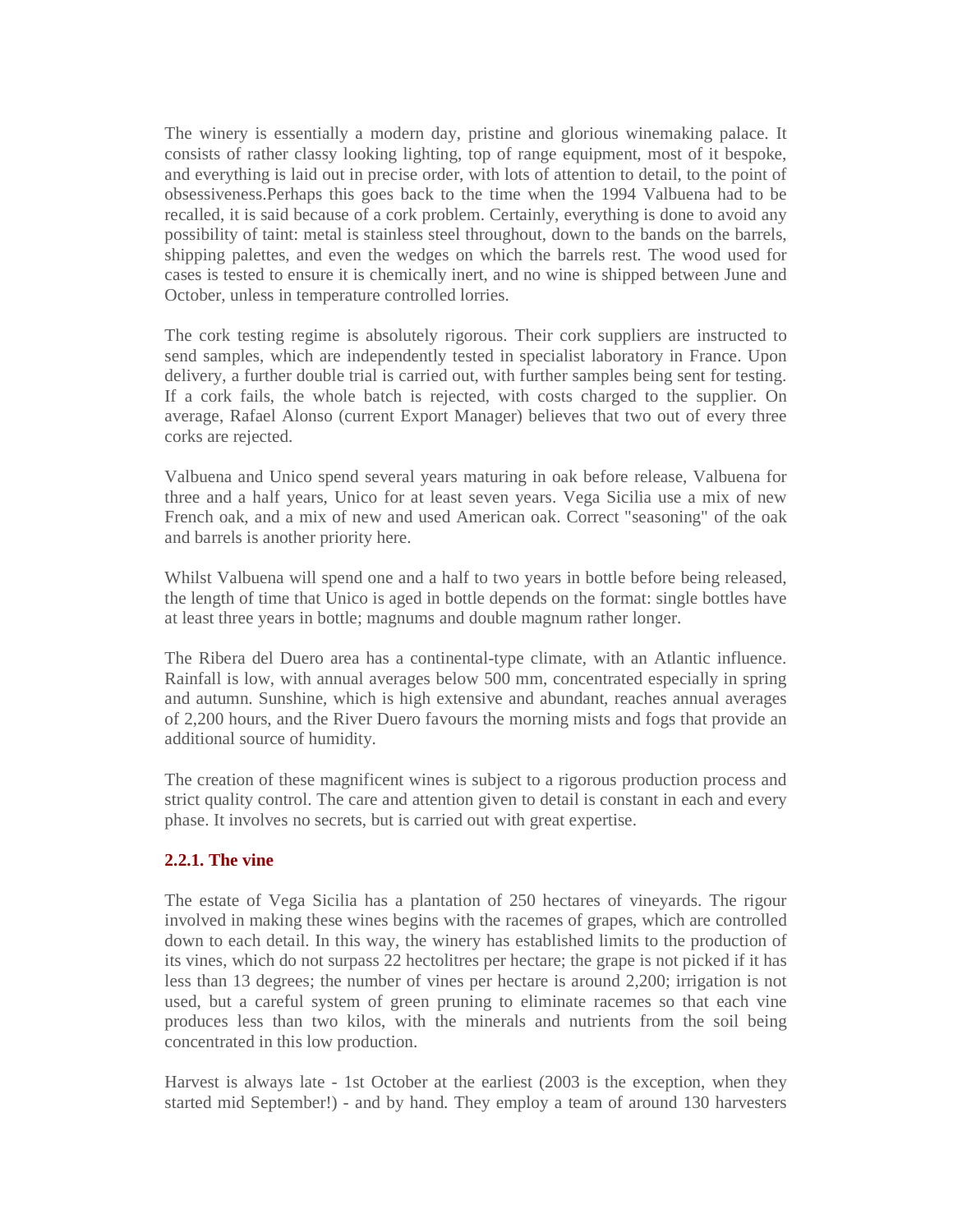The winery is essentially a modern day, pristine and glorious winemaking palace. It consists of rather classy looking lighting, top of range equipment, most of it bespoke, and everything is laid out in precise order, with lots of attention to detail, to the point of obsessiveness.Perhaps this goes back to the time when the 1994 Valbuena had to be recalled, it is said because of a cork problem. Certainly, everything is done to avoid any possibility of taint: metal is stainless steel throughout, down to the bands on the barrels, shipping palettes, and even the wedges on which the barrels rest. The wood used for cases is tested to ensure it is chemically inert, and no wine is shipped between June and October, unless in temperature controlled lorries.

The cork testing regime is absolutely rigorous. Their cork suppliers are instructed to send samples, which are independently tested in specialist laboratory in France. Upon delivery, a further double trial is carried out, with further samples being sent for testing. If a cork fails, the whole batch is rejected, with costs charged to the supplier. On average, Rafael Alonso (current Export Manager) believes that two out of every three corks are rejected.

Valbuena and Unico spend several years maturing in oak before release, Valbuena for three and a half years, Unico for at least seven years. Vega Sicilia use a mix of new French oak, and a mix of new and used American oak. Correct "seasoning" of the oak and barrels is another priority here.

Whilst Valbuena will spend one and a half to two years in bottle before being released, the length of time that Unico is aged in bottle depends on the format: single bottles have at least three years in bottle; magnums and double magnum rather longer.

The Ribera del Duero area has a continental-type climate, with an Atlantic influence. Rainfall is low, with annual averages below 500 mm, concentrated especially in spring and autumn. Sunshine, which is high extensive and abundant, reaches annual averages of 2,200 hours, and the River Duero favours the morning mists and fogs that provide an additional source of humidity.

The creation of these magnificent wines is subject to a rigorous production process and strict quality control. The care and attention given to detail is constant in each and every phase. It involves no secrets, but is carried out with great expertise.

#### 2.2.1. The vine

The estate of Vega Sicilia has a plantation of 250 hectares of vineyards. The rigour involved in making these wines begins with the racemes of grapes, which are controlled down to each detail. In this way, the winery has established limits to the production of its vines, which do not surpass 22 hectolitres per hectare; the grape is not picked if it has less than 13 degrees; the number of vines per hectare is around 2,200; irrigation is not used, but a careful system of green pruning to eliminate racemes so that each vine produces less than two kilos, with the minerals and nutrients from the soil being concentrated in this low production.

Harvest is always late - 1st October at the earliest (2003 is the exception, when they started mid September!) - and by hand. They employ a team of around 130 harvesters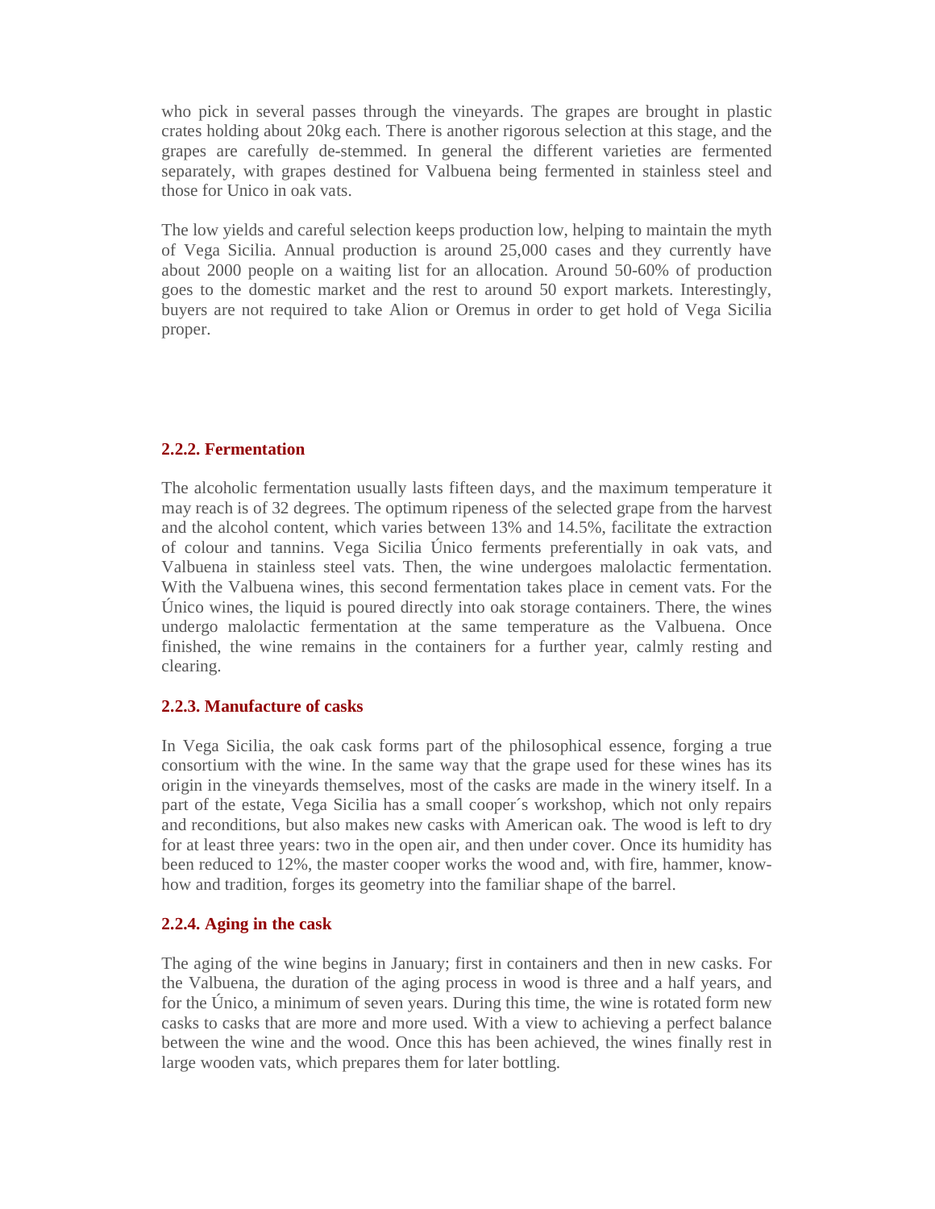who pick in several passes through the vineyards. The grapes are brought in plastic crates holding about 20kg each. There is another rigorous selection at this stage, and the grapes are carefully de-stemmed. In general the different varieties are fermented separately, with grapes destined for Valbuena being fermented in stainless steel and those for Unico in oak vats.

The low yields and careful selection keeps production low, helping to maintain the myth of Vega Sicilia. Annual production is around 25,000 cases and they currently have about 2000 people on a waiting list for an allocation. Around 50-60% of production goes to the domestic market and the rest to around 50 export markets. Interestingly, buyers are not required to take Alion or Oremus in order to get hold of Vega Sicilia proper.

### 2.2.2. Fermentation

The alcoholic fermentation usually lasts fifteen days, and the maximum temperature it may reach is of 32 degrees. The optimum ripeness of the selected grape from the harvest and the alcohol content, which varies between 13% and 14.5%, facilitate the extraction of colour and tannins. Vega Sicilia Único ferments preferentially in oak vats, and Valbuena in stainless steel vats. Then, the wine undergoes malolactic fermentation. With the Valbuena wines, this second fermentation takes place in cement vats. For the Único wines, the liquid is poured directly into oak storage containers. There, the wines undergo malolactic fermentation at the same temperature as the Valbuena. Once finished, the wine remains in the containers for a further year, calmly resting and clearing.

### 2.2.3. Manufacture of casks

In Vega Sicilia, the oak cask forms part of the philosophical essence, forging a true consortium with the wine. In the same way that the grape used for these wines has its origin in the vineyards themselves, most of the casks are made in the winery itself. In a part of the estate, Vega Sicilia has a small cooper´s workshop, which not only repairs and reconditions, but also makes new casks with American oak. The wood is left to dry for at least three years: two in the open air, and then under cover. Once its humidity has been reduced to 12%, the master cooper works the wood and, with fire, hammer, know-how and tradition, forges its geometry into the familiar shape of the barrel.

### 2.2.4. Aging in the cask

The aging of the wine begins in January; first in containers and then in new casks. For the Valbuena, the duration of the aging process in wood is three and a half years, and for the Único, a minimum of seven years. During this time, the wine is rotated form new casks to casks that are more and more used. With a view to achieving a perfect balance between the wine and the wood. Once this has been achieved, the wines finally rest in large wooden vats, which prepares them for later bottling.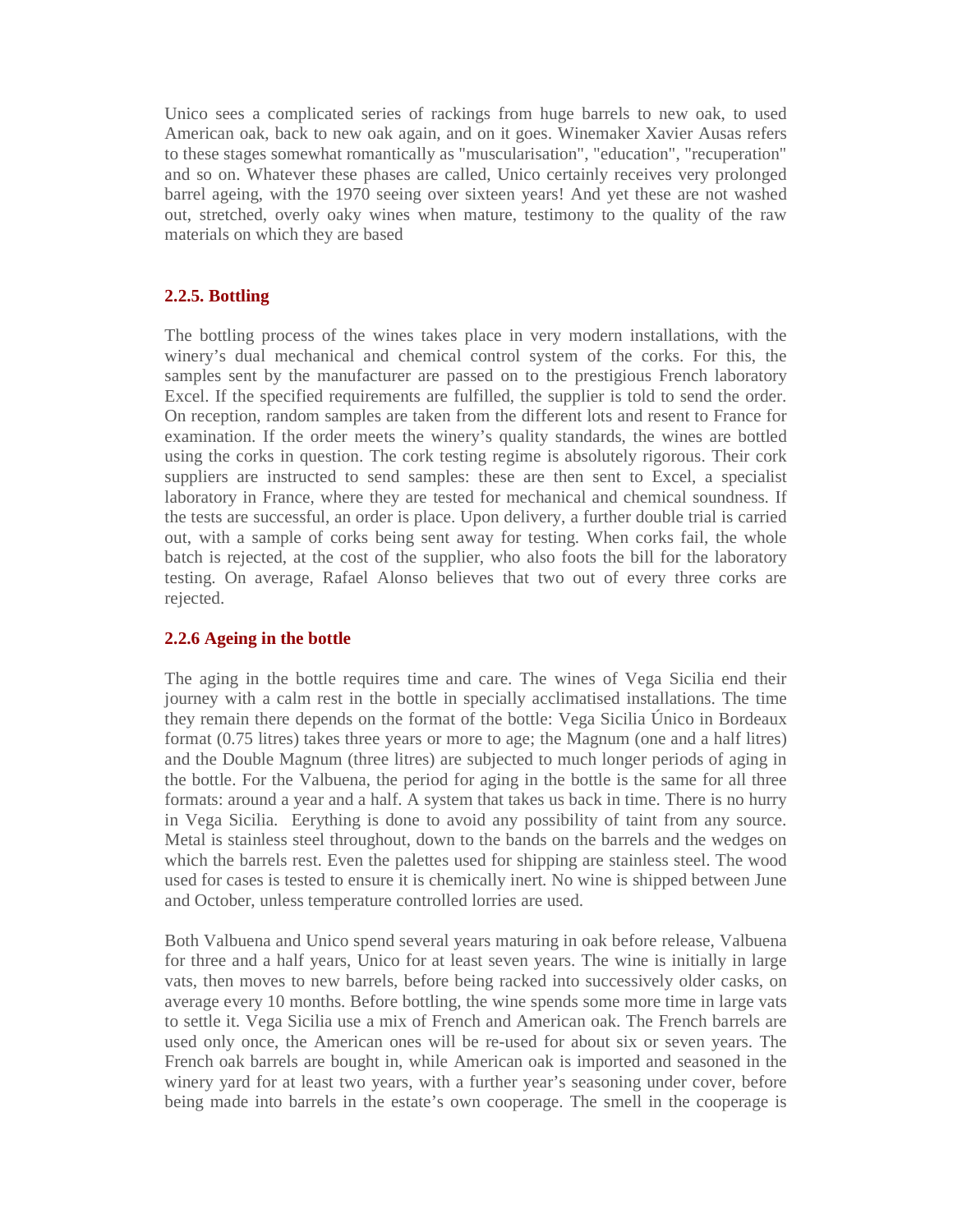Unico sees a complicated series of rackings from huge barrels to new oak, to used American oak, back to new oak again, and on it goes. Winemaker Xavier Ausas refers to these stages somewhat romantically as "muscularisation", "education", "recuperation" and so on. Whatever these phases are called, Unico certainly receives very prolonged barrel ageing, with the 1970 seeing over sixteen years! And yet these are not washed out, stretched, overly oaky wines when mature, testimony to the quality of the raw materials on which they are based

### 2.2.5. Bottling

The bottling process of the wines takes place in very modern installations, with the winery's dual mechanical and chemical control system of the corks. For this, the samples sent by the manufacturer are passed on to the prestigious French laboratory Excel. If the specified requirements are fulfilled, the supplier is told to send the order. On reception, random samples are taken from the different lots and resent to France for examination. If the order meets the winery's quality standards, the wines are bottled using the corks in question. The cork testing regime is absolutely rigorous. Their cork suppliers are instructed to send samples: these are then sent to Excel, a specialist laboratory in France, where they are tested for mechanical and chemical soundness. If the tests are successful, an order is place. Upon delivery, a further double trial is carried out, with a sample of corks being sent away for testing. When corks fail, the whole batch is rejected, at the cost of the supplier, who also foots the bill for the laboratory testing. On average, Rafael Alonso believes that two out of every three corks are rejected.

### 2.2.6 Ageing in the bottle

The aging in the bottle requires time and care. The wines of Vega Sicilia end their journey with a calm rest in the bottle in specially acclimatised installations. The time they remain there depends on the format of the bottle: Vega Sicilia Único in Bordeaux format (0.75 litres) takes three years or more to age; the Magnum (one and a half litres) and the Double Magnum (three litres) are subjected to much longer periods of aging in the bottle. For the Valbuena, the period for aging in the bottle is the same for all three formats: around a year and a half. A system that takes us back in time. There is no hurry in Vega Sicilia.  Eerything is done to avoid any possibility of taint from any source. Metal is stainless steel throughout, down to the bands on the barrels and the wedges on which the barrels rest. Even the palettes used for shipping are stainless steel. The wood used for cases is tested to ensure it is chemically inert. No wine is shipped between June and October, unless temperature controlled lorries are used.

Both Valbuena and Unico spend several years maturing in oak before release, Valbuena for three and a half years, Unico for at least seven years. The wine is initially in large vats, then moves to new barrels, before being racked into successively older casks, on average every 10 months. Before bottling, the wine spends some more time in large vats to settle it. Vega Sicilia use a mix of French and American oak. The French barrels are used only once, the American ones will be re-used for about six or seven years. The French oak barrels are bought in, while American oak is imported and seasoned in the winery yard for at least two years, with a further year's seasoning under cover, before being made into barrels in the estate's own cooperage. The smell in the cooperage is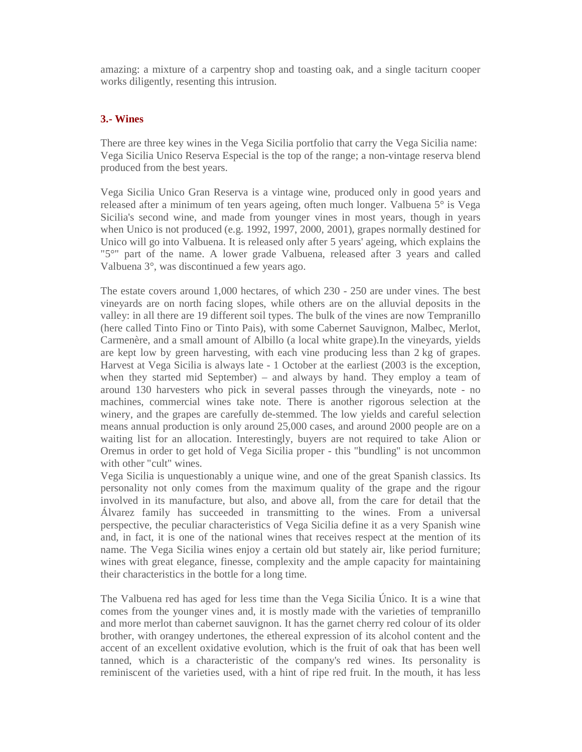amazing: a mixture of a carpentry shop and toasting oak, and a single taciturn cooper works diligently, resenting this intrusion.

## 3.- Wines

There are three key wines in the Vega Sicilia portfolio that carry the Vega Sicilia name: Vega Sicilia Unico Reserva Especial is the top of the range; a non-vintage reserva blend produced from the best years.

Vega Sicilia Unico Gran Reserva is a vintage wine, produced only in good years and released after a minimum of ten years ageing, often much longer. Valbuena 5° is Vega Sicilia's second wine, and made from younger vines in most years, though in years when Unico is not produced (e.g. 1992, 1997, 2000, 2001), grapes normally destined for Unico will go into Valbuena. It is released only after 5 years' ageing, which explains the "5°" part of the name. A lower grade Valbuena, released after 3 years and called Valbuena 3°, was discontinued a few years ago.

The estate covers around 1,000 hectares, of which 230 - 250 are under vines. The best vineyards are on north facing slopes, while others are on the alluvial deposits in the valley: in all there are 19 different soil types. The bulk of the vines are now Tempranillo (here called Tinto Fino or Tinto Pais), with some Cabernet Sauvignon, Malbec, Merlot, Carmenère, and a small amount of Albillo (a local white grape).In the vineyards, yields are kept low by green harvesting, with each vine producing less than 2 kg of grapes. Harvest at Vega Sicilia is always late - 1 October at the earliest (2003 is the exception, when they started mid September) – and always by hand. They employ a team of around 130 harvesters who pick in several passes through the vineyards, note - no machines, commercial wines take note. There is another rigorous selection at the winery, and the grapes are carefully de-stemmed. The low yields and careful selection means annual production is only around 25,000 cases, and around 2000 people are on a waiting list for an allocation. Interestingly, buyers are not required to take Alion or Oremus in order to get hold of Vega Sicilia proper - this "bundling" is not uncommon with other "cult" wines.
Vega Sicilia is unquestionably a unique wine, and one of the great Spanish classics. Its personality not only comes from the maximum quality of the grape and the rigour involved in its manufacture, but also, and above all, from the care for detail that the Álvarez family has succeeded in transmitting to the wines. From a universal perspective, the peculiar characteristics of Vega Sicilia define it as a very Spanish wine and, in fact, it is one of the national wines that receives respect at the mention of its name. The Vega Sicilia wines enjoy a certain old but stately air, like period furniture; wines with great elegance, finesse, complexity and the ample capacity for maintaining their characteristics in the bottle for a long time.

The Valbuena red has aged for less time than the Vega Sicilia Único. It is a wine that comes from the younger vines and, it is mostly made with the varieties of tempranillo and more merlot than cabernet sauvignon. It has the garnet cherry red colour of its older brother, with orangey undertones, the ethereal expression of its alcohol content and the accent of an excellent oxidative evolution, which is the fruit of oak that has been well tanned, which is a characteristic of the company's red wines. Its personality is reminiscent of the varieties used, with a hint of ripe red fruit. In the mouth, it has less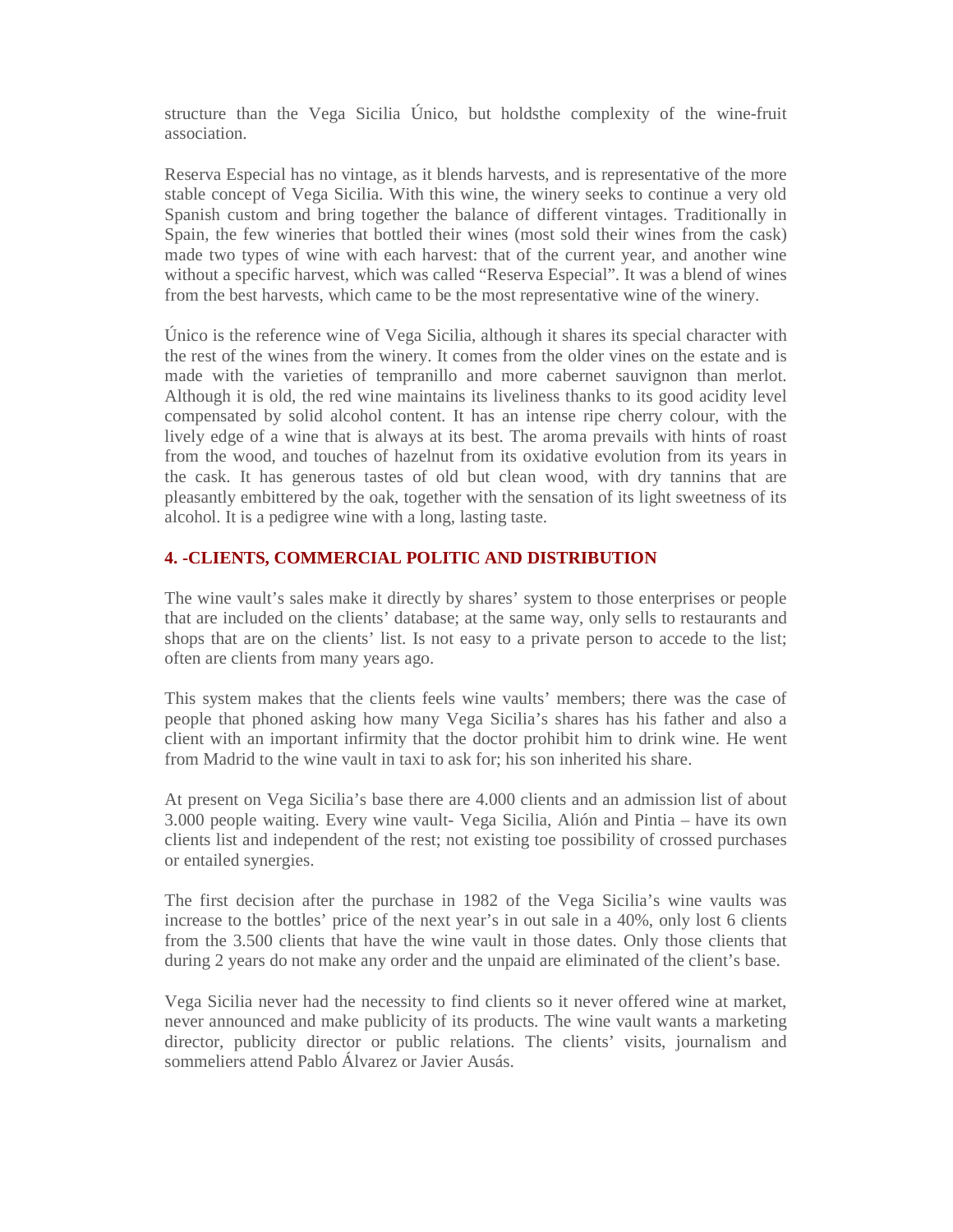structure than the Vega Sicilia Único, but holdsthe complexity of the wine-fruit association.

Reserva Especial has no vintage, as it blends harvests, and is representative of the more stable concept of Vega Sicilia. With this wine, the winery seeks to continue a very old Spanish custom and bring together the balance of different vintages. Traditionally in Spain, the few wineries that bottled their wines (most sold their wines from the cask) made two types of wine with each harvest: that of the current year, and another wine without a specific harvest, which was called "Reserva Especial". It was a blend of wines from the best harvests, which came to be the most representative wine of the winery.

Único is the reference wine of Vega Sicilia, although it shares its special character with the rest of the wines from the winery. It comes from the older vines on the estate and is made with the varieties of tempranillo and more cabernet sauvignon than merlot. Although it is old, the red wine maintains its liveliness thanks to its good acidity level compensated by solid alcohol content. It has an intense ripe cherry colour, with the lively edge of a wine that is always at its best. The aroma prevails with hints of roast from the wood, and touches of hazelnut from its oxidative evolution from its years in the cask. It has generous tastes of old but clean wood, with dry tannins that are pleasantly embittered by the oak, together with the sensation of its light sweetness of its alcohol. It is a pedigree wine with a long, lasting taste.

## 4. -CLIENTS, COMMERCIAL POLITIC AND DISTRIBUTION

The wine vault's sales make it directly by shares' system to those enterprises or people that are included on the clients' database; at the same way, only sells to restaurants and shops that are on the clients' list. Is not easy to a private person to accede to the list; often are clients from many years ago.

This system makes that the clients feels wine vaults' members; there was the case of people that phoned asking how many Vega Sicilia's shares has his father and also a client with an important infirmity that the doctor prohibit him to drink wine. He went from Madrid to the wine vault in taxi to ask for; his son inherited his share.

At present on Vega Sicilia's base there are 4.000 clients and an admission list of about 3.000 people waiting. Every wine vault- Vega Sicilia, Alión and Pintia – have its own clients list and independent of the rest; not existing toe possibility of crossed purchases or entailed synergies.

The first decision after the purchase in 1982 of the Vega Sicilia's wine vaults was increase to the bottles' price of the next year's in out sale in a 40%, only lost 6 clients from the 3.500 clients that have the wine vault in those dates. Only those clients that during 2 years do not make any order and the unpaid are eliminated of the client's base.

Vega Sicilia never had the necessity to find clients so it never offered wine at market, never announced and make publicity of its products. The wine vault wants a marketing director, publicity director or public relations. The clients' visits, journalism and sommeliers attend Pablo Álvarez or Javier Ausás.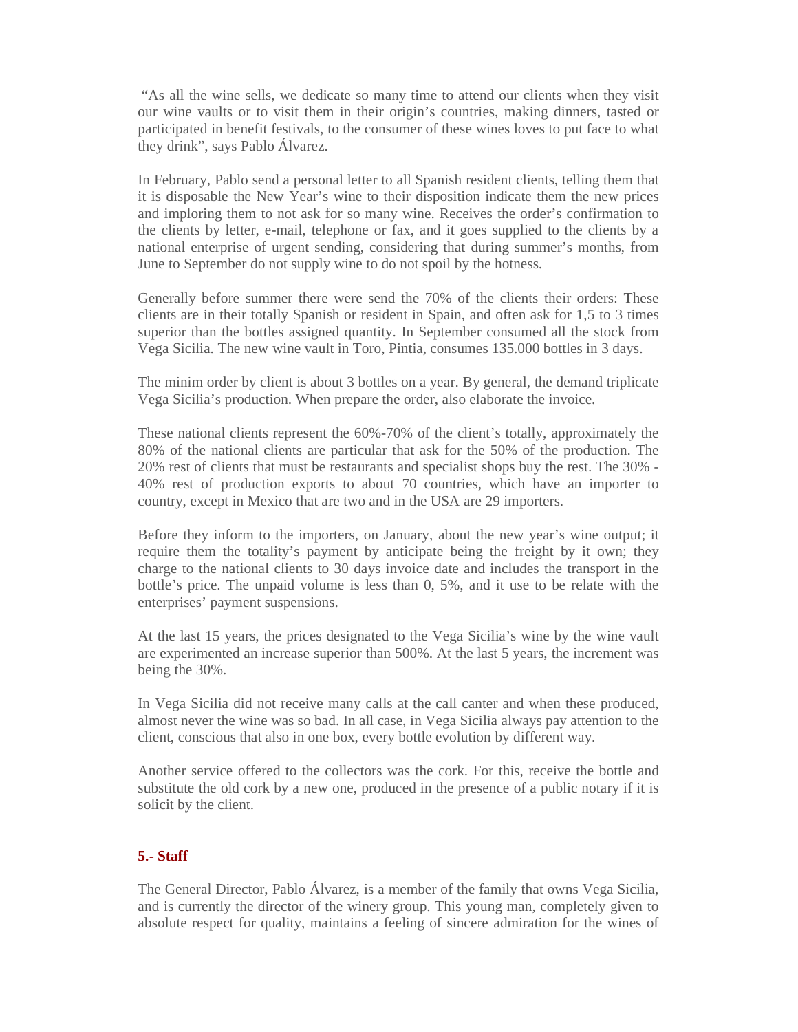"As all the wine sells, we dedicate so many time to attend our clients when they visit our wine vaults or to visit them in their origin's countries, making dinners, tasted or participated in benefit festivals, to the consumer of these wines loves to put face to what they drink", says Pablo Álvarez.

In February, Pablo send a personal letter to all Spanish resident clients, telling them that it is disposable the New Year's wine to their disposition indicate them the new prices and imploring them to not ask for so many wine. Receives the order's confirmation to the clients by letter, e-mail, telephone or fax, and it goes supplied to the clients by a national enterprise of urgent sending, considering that during summer's months, from June to September do not supply wine to do not spoil by the hotness.

Generally before summer there were send the 70% of the clients their orders: These clients are in their totally Spanish or resident in Spain, and often ask for 1,5 to 3 times superior than the bottles assigned quantity. In September consumed all the stock from Vega Sicilia. The new wine vault in Toro, Pintia, consumes 135.000 bottles in 3 days.

The minim order by client is about 3 bottles on a year. By general, the demand triplicate Vega Sicilia's production. When prepare the order, also elaborate the invoice.

These national clients represent the 60%-70% of the client's totally, approximately the 80% of the national clients are particular that ask for the 50% of the production. The 20% rest of clients that must be restaurants and specialist shops buy the rest. The 30% - 40% rest of production exports to about 70 countries, which have an importer to country, except in Mexico that are two and in the USA are 29 importers.

Before they inform to the importers, on January, about the new year's wine output; it require them the totality's payment by anticipate being the freight by it own; they charge to the national clients to 30 days invoice date and includes the transport in the bottle's price. The unpaid volume is less than 0, 5%, and it use to be relate with the enterprises' payment suspensions.

At the last 15 years, the prices designated to the Vega Sicilia's wine by the wine vault are experimented an increase superior than 500%. At the last 5 years, the increment was being the 30%.

In Vega Sicilia did not receive many calls at the call canter and when these produced, almost never the wine was so bad. In all case, in Vega Sicilia always pay attention to the client, conscious that also in one box, every bottle evolution by different way.

Another service offered to the collectors was the cork. For this, receive the bottle and substitute the old cork by a new one, produced in the presence of a public notary if it is solicit by the client.

## 5.- Staff

The General Director, Pablo Álvarez, is a member of the family that owns Vega Sicilia, and is currently the director of the winery group. This young man, completely given to absolute respect for quality, maintains a feeling of sincere admiration for the wines of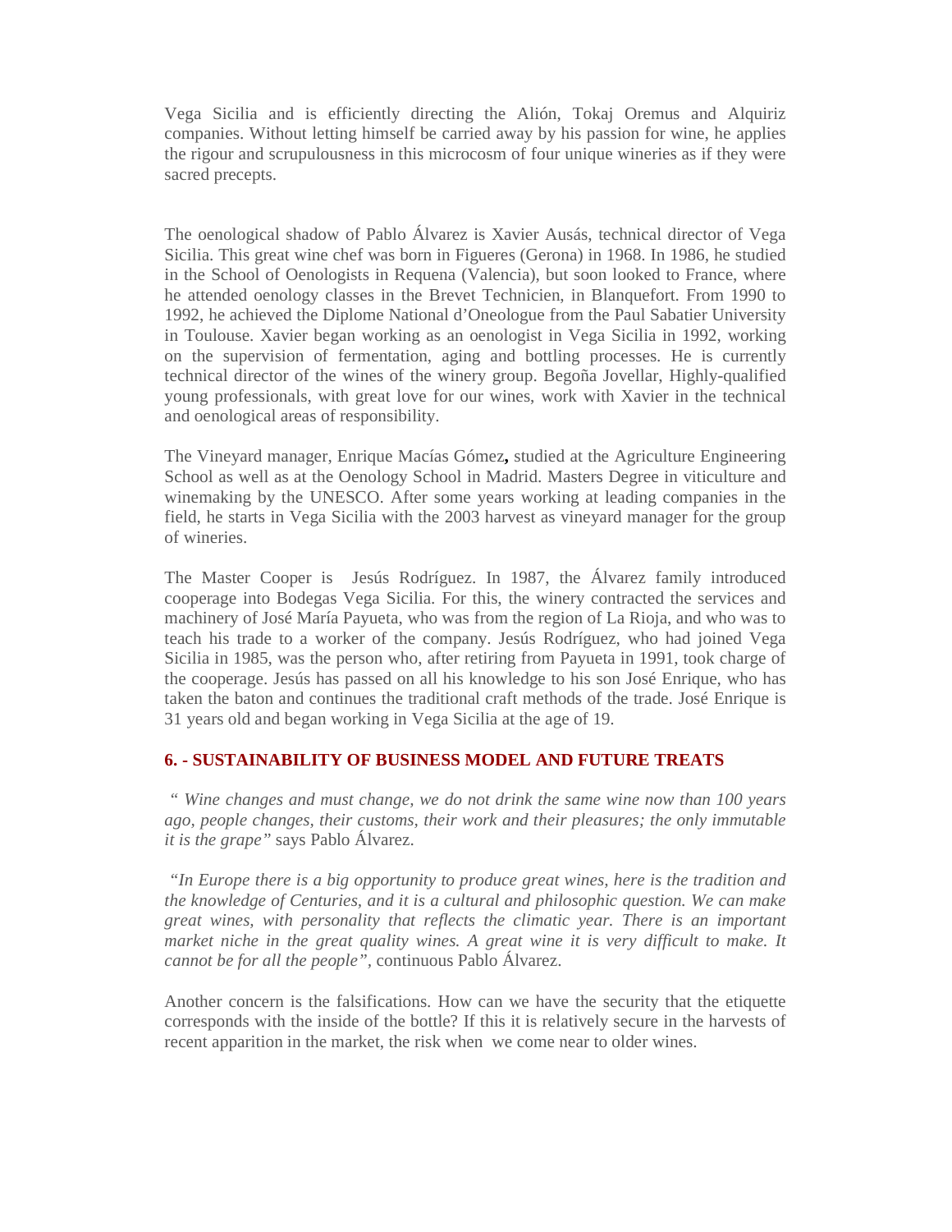Vega Sicilia and is efficiently directing the Alión, Tokaj Oremus and Alquiriz companies. Without letting himself be carried away by his passion for wine, he applies the rigour and scrupulousness in this microcosm of four unique wineries as if they were sacred precepts.

The oenological shadow of Pablo Álvarez is Xavier Ausás, technical director of Vega Sicilia. This great wine chef was born in Figueres (Gerona) in 1968. In 1986, he studied in the School of Oenologists in Requena (Valencia), but soon looked to France, where he attended oenology classes in the Brevet Technicien, in Blanquefort. From 1990 to 1992, he achieved the Diplome National d'Oneologue from the Paul Sabatier University in Toulouse. Xavier began working as an oenologist in Vega Sicilia in 1992, working on the supervision of fermentation, aging and bottling processes. He is currently technical director of the wines of the winery group. Begoña Jovellar, Highly-qualified young professionals, with great love for our wines, work with Xavier in the technical and oenological areas of responsibility.

The Vineyard manager, Enrique Macías Gómez**,** studied at the Agriculture Engineering School as well as at the Oenology School in Madrid. Masters Degree in viticulture and winemaking by the UNESCO. After some years working at leading companies in the field, he starts in Vega Sicilia with the 2003 harvest as vineyard manager for the group of wineries.

The Master Cooper is Jesús Rodríguez. In 1987, the Álvarez family introduced cooperage into Bodegas Vega Sicilia. For this, the winery contracted the services and machinery of José María Payueta, who was from the region of La Rioja, and who was to teach his trade to a worker of the company. Jesús Rodríguez, who had joined Vega Sicilia in 1985, was the person who, after retiring from Payueta in 1991, took charge of the cooperage. Jesús has passed on all his knowledge to his son José Enrique, who has taken the baton and continues the traditional craft methods of the trade. José Enrique is 31 years old and began working in Vega Sicilia at the age of 19.

## 6. - SUSTAINABILITY OF BUSINESS MODEL AND FUTURE TREATS

*" Wine changes and must change, we do not drink the same wine now than 100 years ago, people changes, their customs, their work and their pleasures; the only immutable it is the grape"* says Pablo Álvarez.

*"In Europe there is a big opportunity to produce great wines, here is the tradition and the knowledge of Centuries, and it is a cultural and philosophic question. We can make great wines, with personality that reflects the climatic year. There is an important market niche in the great quality wines. A great wine it is very difficult to make. It cannot be for all the people"*, continuous Pablo Álvarez.

Another concern is the falsifications. How can we have the security that the etiquette corresponds with the inside of the bottle? If this it is relatively secure in the harvests of recent apparition in the market, the risk when we come near to older wines.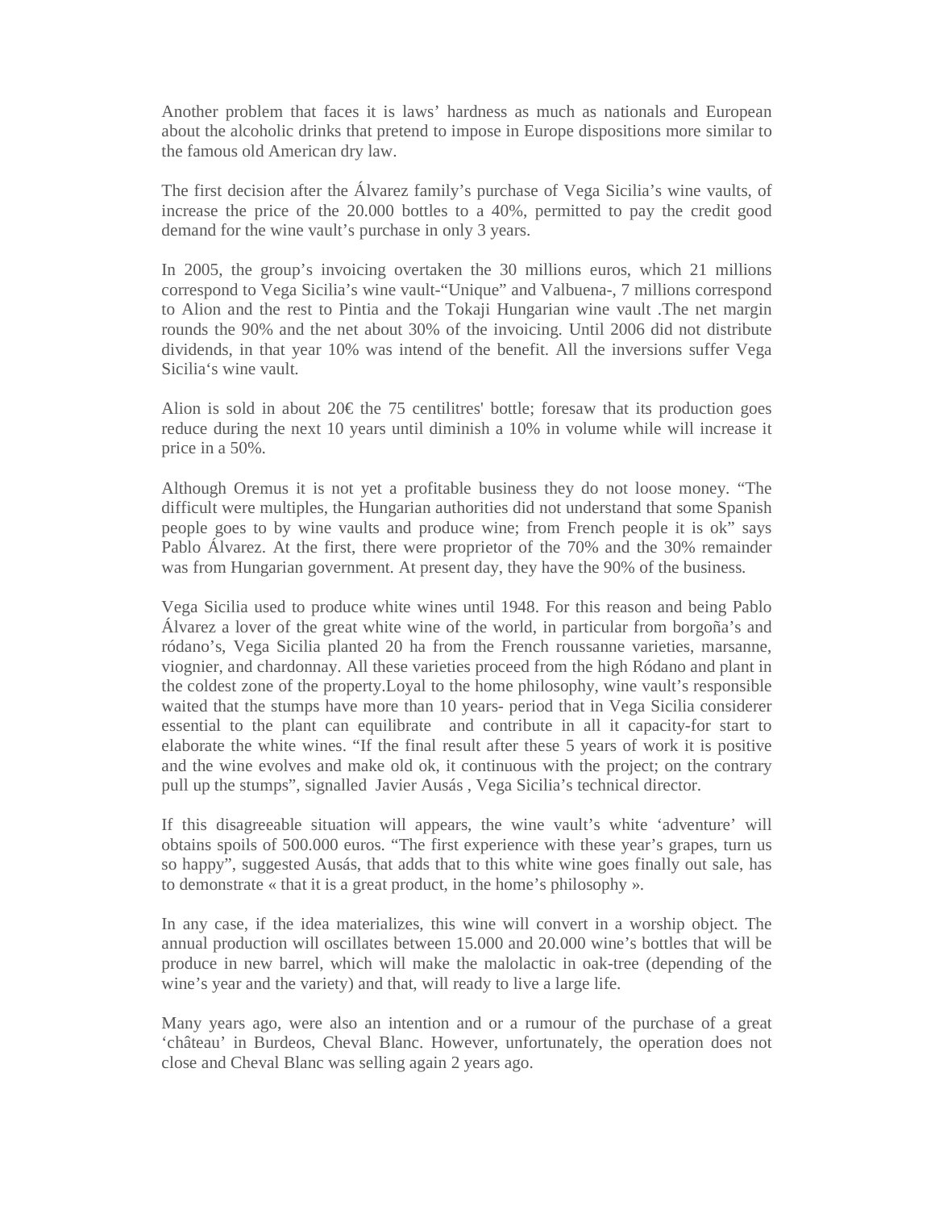Another problem that faces it is laws' hardness as much as nationals and European about the alcoholic drinks that pretend to impose in Europe dispositions more similar to the famous old American dry law.

The first decision after the Álvarez family's purchase of Vega Sicilia's wine vaults, of increase the price of the 20.000 bottles to a 40%, permitted to pay the credit good demand for the wine vault's purchase in only 3 years.

In 2005, the group's invoicing overtaken the 30 millions euros, which 21 millions correspond to Vega Sicilia's wine vault-"Unique" and Valbuena-, 7 millions correspond to Alion and the rest to Pintia and the Tokaji Hungarian wine vault .The net margin rounds the 90% and the net about 30% of the invoicing. Until 2006 did not distribute dividends, in that year 10% was intend of the benefit. All the inversions suffer Vega Sicilia's wine vault.

Alion is sold in about 20€ the 75 centilitres' bottle; foresaw that its production goes reduce during the next 10 years until diminish a 10% in volume while will increase it price in a 50%.

Although Oremus it is not yet a profitable business they do not loose money. "The difficult were multiples, the Hungarian authorities did not understand that some Spanish people goes to by wine vaults and produce wine; from French people it is ok" says Pablo Álvarez. At the first, there were proprietor of the 70% and the 30% remainder was from Hungarian government. At present day, they have the 90% of the business.

Vega Sicilia used to produce white wines until 1948. For this reason and being Pablo Álvarez a lover of the great white wine of the world, in particular from borgoña's and ródano's, Vega Sicilia planted 20 ha from the French roussanne varieties, marsanne, viognier, and chardonnay. All these varieties proceed from the high Ródano and plant in the coldest zone of the property.Loyal to the home philosophy, wine vault's responsible waited that the stumps have more than 10 years- period that in Vega Sicilia considerer essential to the plant can equilibrate and contribute in all it capacity-for start to elaborate the white wines. "If the final result after these 5 years of work it is positive and the wine evolves and make old ok, it continuous with the project; on the contrary pull up the stumps", signalled Javier Ausás , Vega Sicilia's technical director.

If this disagreeable situation will appears, the wine vault's white 'adventure' will obtains spoils of 500.000 euros. "The first experience with these year's grapes, turn us so happy", suggested Ausás, that adds that to this white wine goes finally out sale, has to demonstrate « that it is a great product, in the home's philosophy ».

In any case, if the idea materializes, this wine will convert in a worship object. The annual production will oscillates between 15.000 and 20.000 wine's bottles that will be produce in new barrel, which will make the malolactic in oak-tree (depending of the wine's year and the variety) and that, will ready to live a large life.

Many years ago, were also an intention and or a rumour of the purchase of a great 'château' in Burdeos, Cheval Blanc. However, unfortunately, the operation does not close and Cheval Blanc was selling again 2 years ago.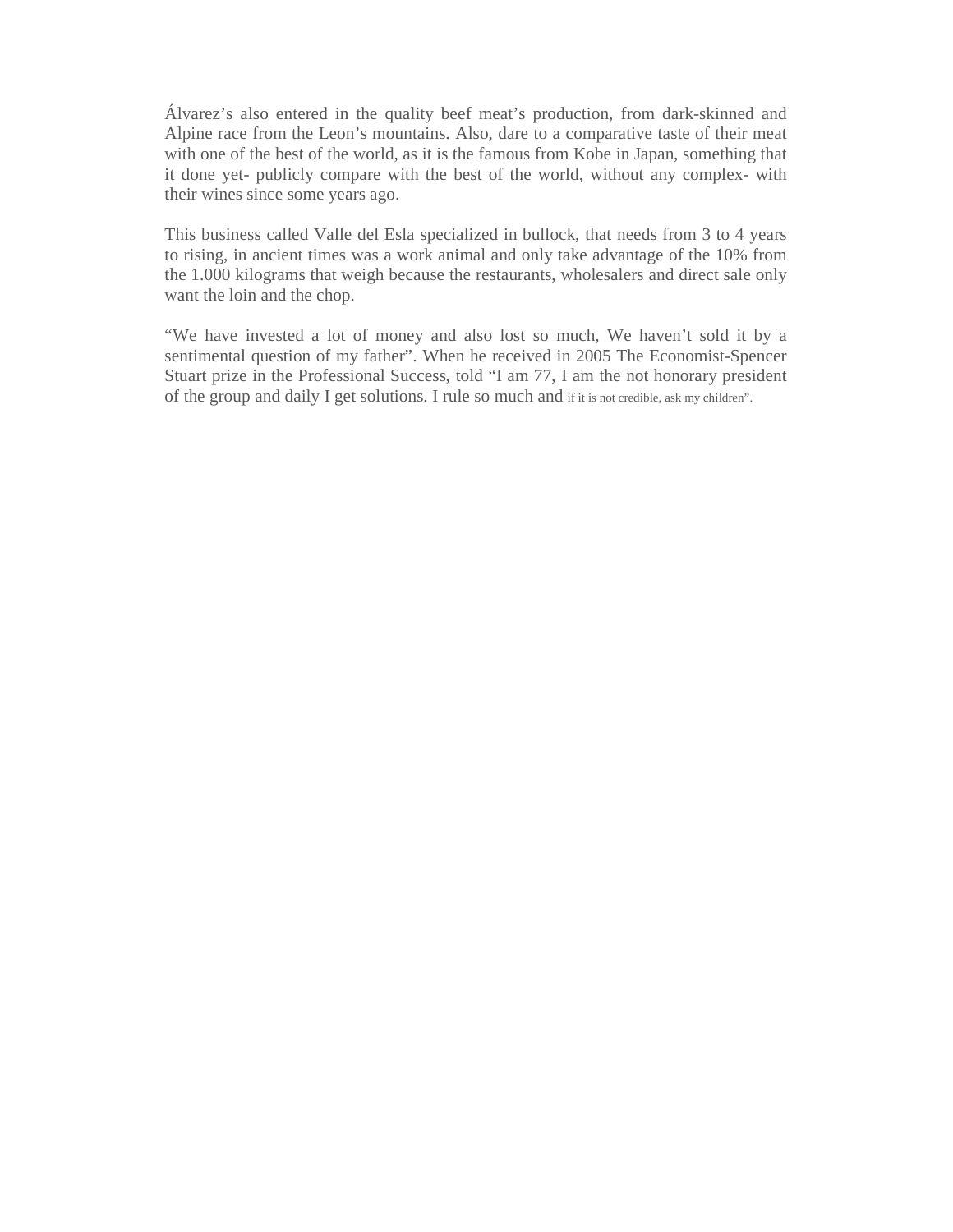Álvarez's also entered in the quality beef meat's production, from dark-skinned and Alpine race from the Leon's mountains. Also, dare to a comparative taste of their meat with one of the best of the world, as it is the famous from Kobe in Japan, something that it done yet- publicly compare with the best of the world, without any complex- with their wines since some years ago.

This business called Valle del Esla specialized in bullock, that needs from 3 to 4 years to rising, in ancient times was a work animal and only take advantage of the 10% from the 1.000 kilograms that weigh because the restaurants, wholesalers and direct sale only want the loin and the chop.

"We have invested a lot of money and also lost so much, We haven't sold it by a sentimental question of my father". When he received in 2005 The Economist-Spencer Stuart prize in the Professional Success, told "I am 77, I am the not honorary president of the group and daily I get solutions. I rule so much and if it is not credible, ask my children".